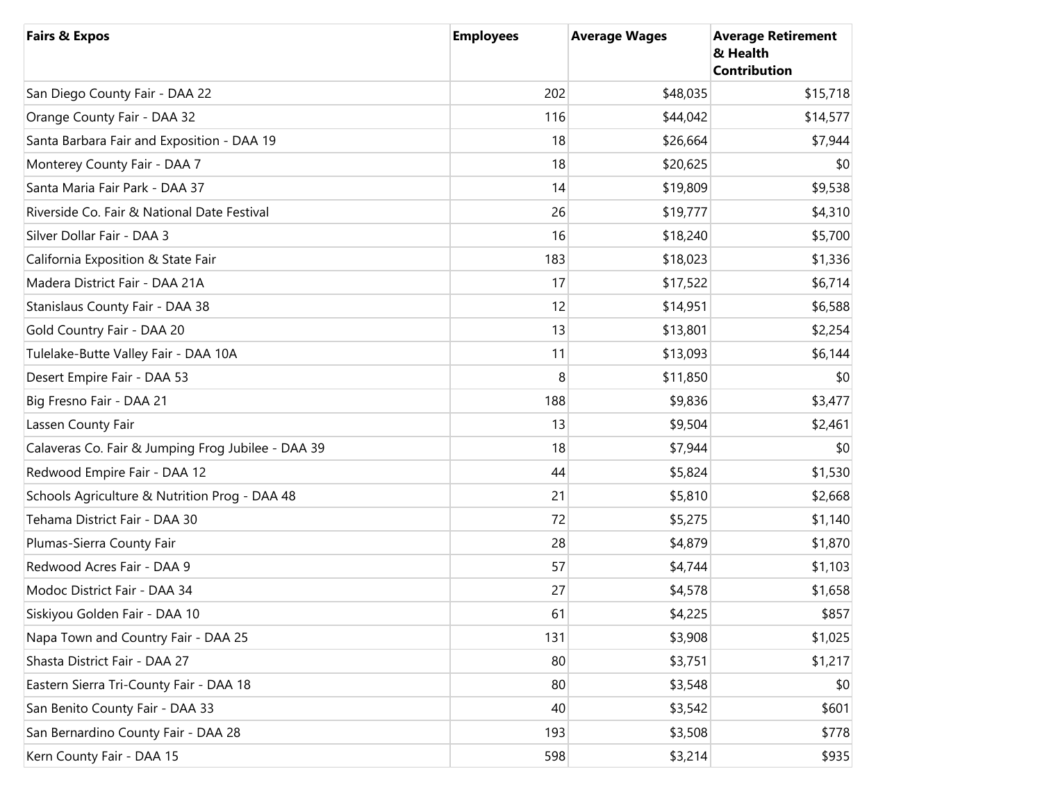| Fairs & Expos | Employees | Average Wages | Average Retirement & Health Contribution |
|---|---|---|---|
| San Diego County Fair - DAA 22 | 202 | $48,035 | $15,718 |
| Orange County Fair - DAA 32 | 116 | $44,042 | $14,577 |
| Santa Barbara Fair and Exposition - DAA 19 | 18 | $26,664 | $7,944 |
| Monterey County Fair - DAA 7 | 18 | $20,625 | $0 |
| Santa Maria Fair Park - DAA 37 | 14 | $19,809 | $9,538 |
| Riverside Co. Fair & National Date Festival | 26 | $19,777 | $4,310 |
| Silver Dollar Fair - DAA 3 | 16 | $18,240 | $5,700 |
| California Exposition & State Fair | 183 | $18,023 | $1,336 |
| Madera District Fair - DAA 21A | 17 | $17,522 | $6,714 |
| Stanislaus County Fair - DAA 38 | 12 | $14,951 | $6,588 |
| Gold Country Fair - DAA 20 | 13 | $13,801 | $2,254 |
| Tulelake-Butte Valley Fair - DAA 10A | 11 | $13,093 | $6,144 |
| Desert Empire Fair - DAA 53 | 8 | $11,850 | $0 |
| Big Fresno Fair - DAA 21 | 188 | $9,836 | $3,477 |
| Lassen County Fair | 13 | $9,504 | $2,461 |
| Calaveras Co. Fair & Jumping Frog Jubilee - DAA 39 | 18 | $7,944 | $0 |
| Redwood Empire Fair - DAA 12 | 44 | $5,824 | $1,530 |
| Schools Agriculture & Nutrition Prog - DAA 48 | 21 | $5,810 | $2,668 |
| Tehama District Fair - DAA 30 | 72 | $5,275 | $1,140 |
| Plumas-Sierra County Fair | 28 | $4,879 | $1,870 |
| Redwood Acres Fair - DAA 9 | 57 | $4,744 | $1,103 |
| Modoc District Fair - DAA 34 | 27 | $4,578 | $1,658 |
| Siskiyou Golden Fair - DAA 10 | 61 | $4,225 | $857 |
| Napa Town and Country Fair - DAA 25 | 131 | $3,908 | $1,025 |
| Shasta District Fair - DAA 27 | 80 | $3,751 | $1,217 |
| Eastern Sierra Tri-County Fair - DAA 18 | 80 | $3,548 | $0 |
| San Benito County Fair - DAA 33 | 40 | $3,542 | $601 |
| San Bernardino County Fair - DAA 28 | 193 | $3,508 | $778 |
| Kern County Fair - DAA 15 | 598 | $3,214 | $935 |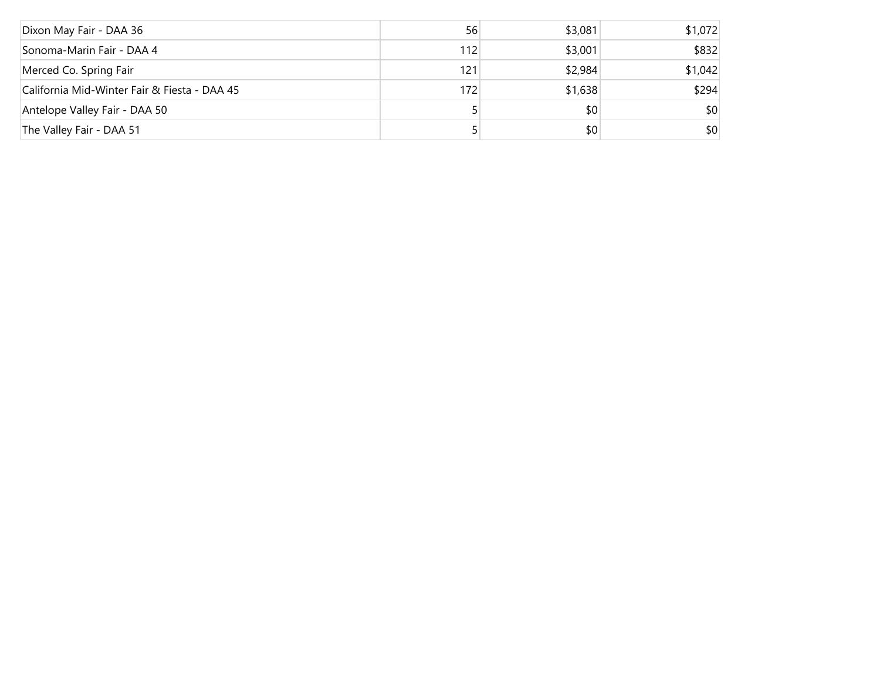| | | | |
|---|---|---|---|
| Dixon May Fair - DAA 36 | 56 | $3,081 | $1,072 |
| Sonoma-Marin Fair - DAA 4 | 112 | $3,001 | $832 |
| Merced Co. Spring Fair | 121 | $2,984 | $1,042 |
| California Mid-Winter Fair & Fiesta - DAA 45 | 172 | $1,638 | $294 |
| Antelope Valley Fair - DAA 50 | 5 | $0 | $0 |
| The Valley Fair - DAA 51 | 5 | $0 | $0 |